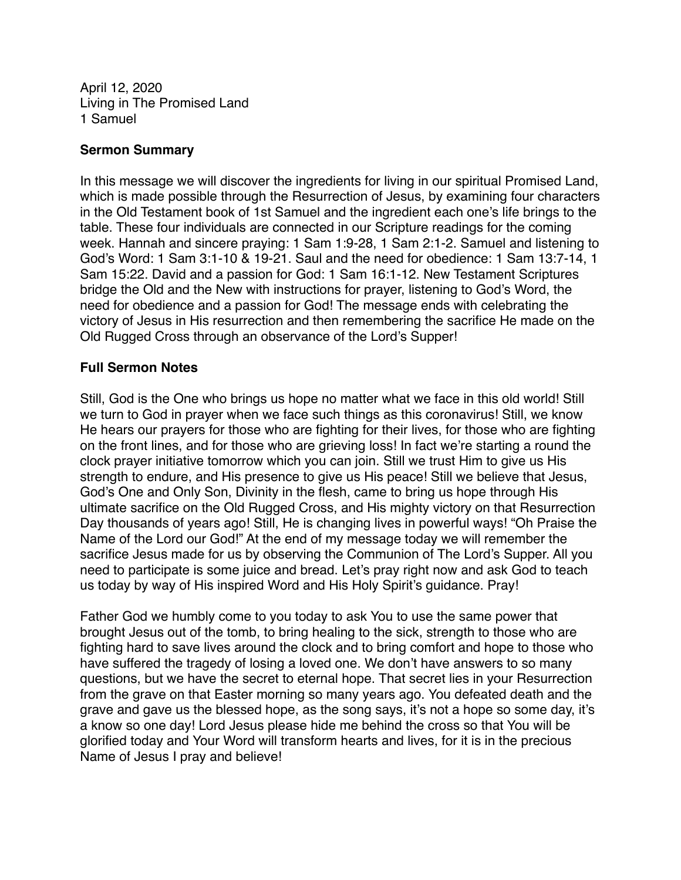April 12, 2020
Living in The Promised Land
1 Samuel

**Sermon Summary**

In this message we will discover the ingredients for living in our spiritual Promised Land, which is made possible through the Resurrection of Jesus, by examining four characters in the Old Testament book of 1st Samuel and the ingredient each one's life brings to the table. These four individuals are connected in our Scripture readings for the coming week. Hannah and sincere praying: 1 Sam 1:9-28, 1 Sam 2:1-2. Samuel and listening to God's Word: 1 Sam 3:1-10 & 19-21. Saul and the need for obedience: 1 Sam 13:7-14, 1 Sam 15:22. David and a passion for God: 1 Sam 16:1-12. New Testament Scriptures bridge the Old and the New with instructions for prayer, listening to God's Word, the need for obedience and a passion for God! The message ends with celebrating the victory of Jesus in His resurrection and then remembering the sacrifice He made on the Old Rugged Cross through an observance of the Lord's Supper!

**Full Sermon Notes**

Still, God is the One who brings us hope no matter what we face in this old world! Still we turn to God in prayer when we face such things as this coronavirus! Still, we know He hears our prayers for those who are fighting for their lives, for those who are fighting on the front lines, and for those who are grieving loss! In fact we're starting a round the clock prayer initiative tomorrow which you can join. Still we trust Him to give us His strength to endure, and His presence to give us His peace! Still we believe that Jesus, God's One and Only Son, Divinity in the flesh, came to bring us hope through His ultimate sacrifice on the Old Rugged Cross, and His mighty victory on that Resurrection Day thousands of years ago! Still, He is changing lives in powerful ways! "Oh Praise the Name of the Lord our God!" At the end of my message today we will remember the sacrifice Jesus made for us by observing the Communion of The Lord's Supper. All you need to participate is some juice and bread. Let's pray right now and ask God to teach us today by way of His inspired Word and His Holy Spirit's guidance. Pray!

Father God we humbly come to you today to ask You to use the same power that brought Jesus out of the tomb, to bring healing to the sick, strength to those who are fighting hard to save lives around the clock and to bring comfort and hope to those who have suffered the tragedy of losing a loved one. We don't have answers to so many questions, but we have the secret to eternal hope. That secret lies in your Resurrection from the grave on that Easter morning so many years ago. You defeated death and the grave and gave us the blessed hope, as the song says, it's not a hope so some day, it's a know so one day! Lord Jesus please hide me behind the cross so that You will be glorified today and Your Word will transform hearts and lives, for it is in the precious Name of Jesus I pray and believe!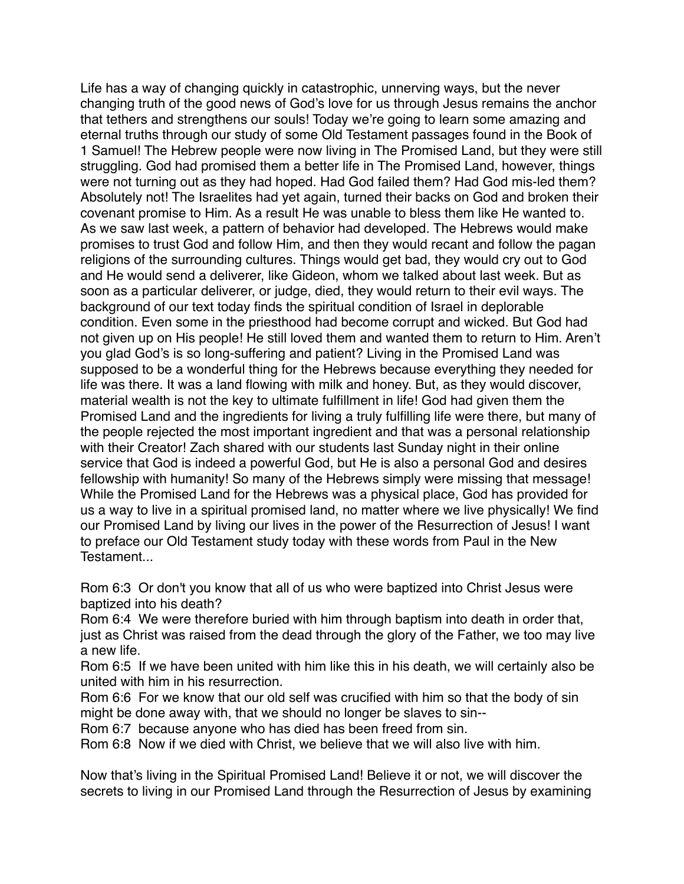Life has a way of changing quickly in catastrophic, unnerving ways, but the never changing truth of the good news of God's love for us through Jesus remains the anchor that tethers and strengthens our souls! Today we're going to learn some amazing and eternal truths through our study of some Old Testament passages found in the Book of 1 Samuel! The Hebrew people were now living in The Promised Land, but they were still struggling. God had promised them a better life in The Promised Land, however, things were not turning out as they had hoped. Had God failed them? Had God mis-led them? Absolutely not! The Israelites had yet again, turned their backs on God and broken their covenant promise to Him. As a result He was unable to bless them like He wanted to. As we saw last week, a pattern of behavior had developed. The Hebrews would make promises to trust God and follow Him, and then they would recant and follow the pagan religions of the surrounding cultures. Things would get bad, they would cry out to God and He would send a deliverer, like Gideon, whom we talked about last week. But as soon as a particular deliverer, or judge, died, they would return to their evil ways. The background of our text today finds the spiritual condition of Israel in deplorable condition. Even some in the priesthood had become corrupt and wicked. But God had not given up on His people! He still loved them and wanted them to return to Him. Aren't you glad God's is so long-suffering and patient? Living in the Promised Land was supposed to be a wonderful thing for the Hebrews because everything they needed for life was there. It was a land flowing with milk and honey. But, as they would discover, material wealth is not the key to ultimate fulfillment in life! God had given them the Promised Land and the ingredients for living a truly fulfilling life were there, but many of the people rejected the most important ingredient and that was a personal relationship with their Creator! Zach shared with our students last Sunday night in their online service that God is indeed a powerful God, but He is also a personal God and desires fellowship with humanity! So many of the Hebrews simply were missing that message! While the Promised Land for the Hebrews was a physical place, God has provided for us a way to live in a spiritual promised land, no matter where we live physically! We find our Promised Land by living our lives in the power of the Resurrection of Jesus! I want to preface our Old Testament study today with these words from Paul in the New Testament...

Rom 6:3 Or don't you know that all of us who were baptized into Christ Jesus were baptized into his death?
Rom 6:4 We were therefore buried with him through baptism into death in order that, just as Christ was raised from the dead through the glory of the Father, we too may live a new life.
Rom 6:5 If we have been united with him like this in his death, we will certainly also be united with him in his resurrection.
Rom 6:6 For we know that our old self was crucified with him so that the body of sin might be done away with, that we should no longer be slaves to sin--
Rom 6:7 because anyone who has died has been freed from sin.
Rom 6:8 Now if we died with Christ, we believe that we will also live with him.

Now that's living in the Spiritual Promised Land! Believe it or not, we will discover the secrets to living in our Promised Land through the Resurrection of Jesus by examining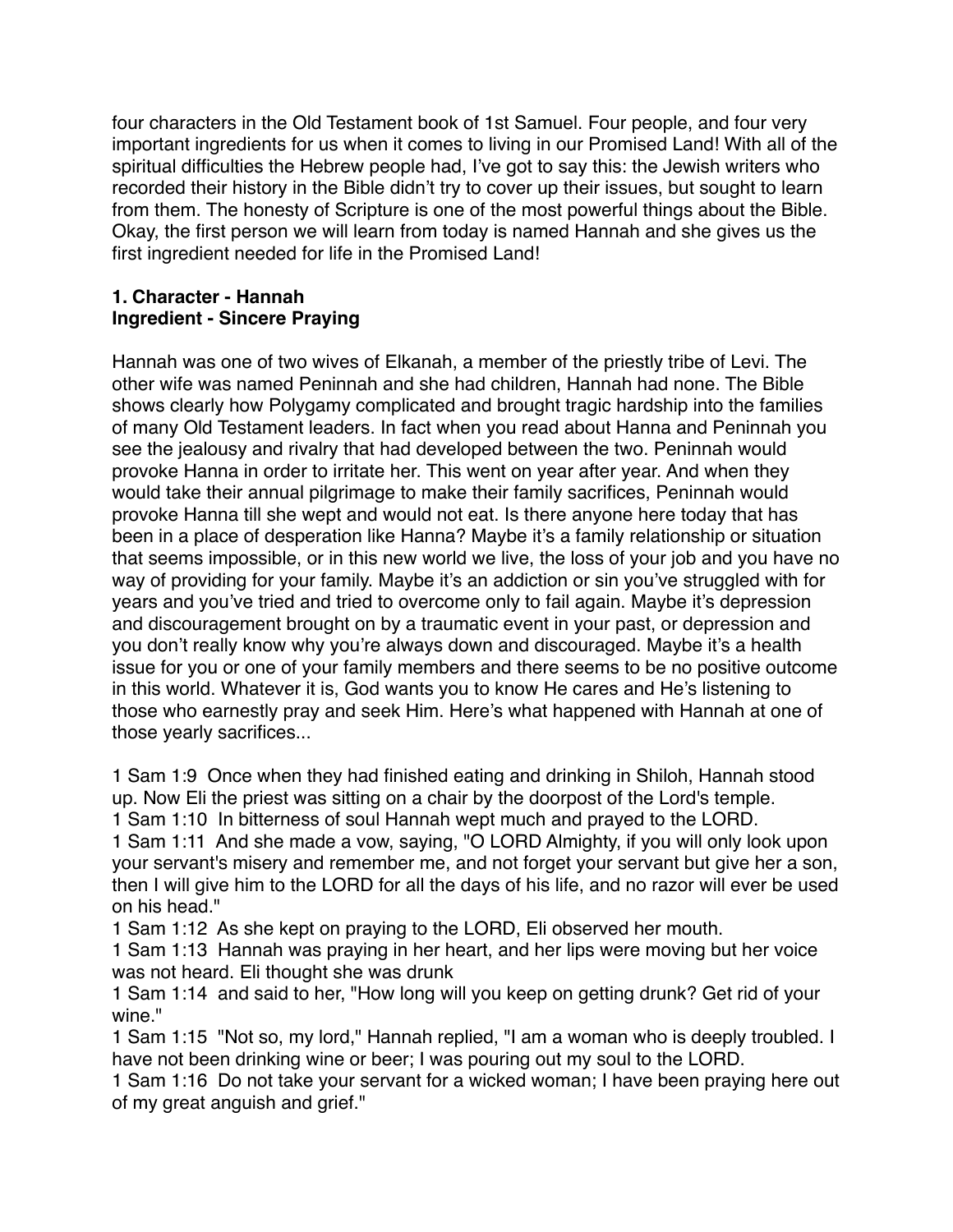four characters in the Old Testament book of 1st Samuel. Four people, and four very important ingredients for us when it comes to living in our Promised Land! With all of the spiritual difficulties the Hebrew people had, I've got to say this: the Jewish writers who recorded their history in the Bible didn't try to cover up their issues, but sought to learn from them. The honesty of Scripture is one of the most powerful things about the Bible. Okay, the first person we will learn from today is named Hannah and she gives us the first ingredient needed for life in the Promised Land!

**1. Character - Hannah**
**Ingredient - Sincere Praying**

Hannah was one of two wives of Elkanah, a member of the priestly tribe of Levi. The other wife was named Peninnah and she had children, Hannah had none. The Bible shows clearly how Polygamy complicated and brought tragic hardship into the families of many Old Testament leaders. In fact when you read about Hanna and Peninnah you see the jealousy and rivalry that had developed between the two. Peninnah would provoke Hanna in order to irritate her. This went on year after year. And when they would take their annual pilgrimage to make their family sacrifices, Peninnah would provoke Hanna till she wept and would not eat. Is there anyone here today that has been in a place of desperation like Hanna? Maybe it's a family relationship or situation that seems impossible, or in this new world we live, the loss of your job and you have no way of providing for your family. Maybe it's an addiction or sin you've struggled with for years and you've tried and tried to overcome only to fail again. Maybe it's depression and discouragement brought on by a traumatic event in your past, or depression and you don't really know why you're always down and discouraged. Maybe it's a health issue for you or one of your family members and there seems to be no positive outcome in this world. Whatever it is, God wants you to know He cares and He's listening to those who earnestly pray and seek Him. Here's what happened with Hannah at one of those yearly sacrifices...

1 Sam 1:9 Once when they had finished eating and drinking in Shiloh, Hannah stood up. Now Eli the priest was sitting on a chair by the doorpost of the Lord's temple.
1 Sam 1:10 In bitterness of soul Hannah wept much and prayed to the LORD.
1 Sam 1:11 And she made a vow, saying, "O LORD Almighty, if you will only look upon your servant's misery and remember me, and not forget your servant but give her a son, then I will give him to the LORD for all the days of his life, and no razor will ever be used on his head."
1 Sam 1:12 As she kept on praying to the LORD, Eli observed her mouth.
1 Sam 1:13 Hannah was praying in her heart, and her lips were moving but her voice was not heard. Eli thought she was drunk
1 Sam 1:14 and said to her, "How long will you keep on getting drunk? Get rid of your wine."
1 Sam 1:15 "Not so, my lord," Hannah replied, "I am a woman who is deeply troubled. I have not been drinking wine or beer; I was pouring out my soul to the LORD.
1 Sam 1:16 Do not take your servant for a wicked woman; I have been praying here out of my great anguish and grief."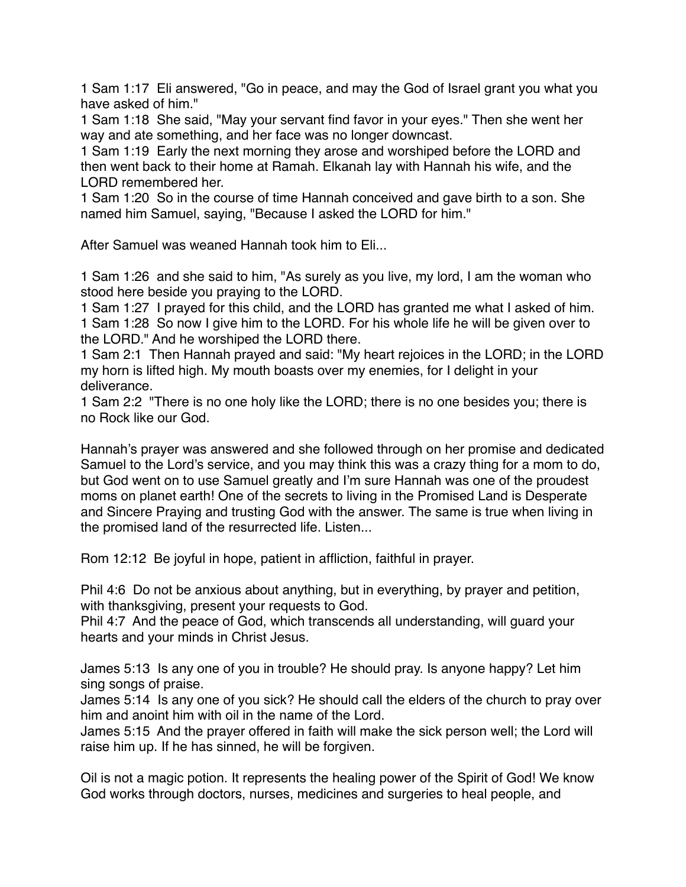1 Sam 1:17  Eli answered, "Go in peace, and may the God of Israel grant you what you have asked of him."
1 Sam 1:18  She said, "May your servant find favor in your eyes." Then she went her way and ate something, and her face was no longer downcast.
1 Sam 1:19  Early the next morning they arose and worshiped before the LORD and then went back to their home at Ramah. Elkanah lay with Hannah his wife, and the LORD remembered her.
1 Sam 1:20  So in the course of time Hannah conceived and gave birth to a son. She named him Samuel, saying, "Because I asked the LORD for him."

After Samuel was weaned Hannah took him to Eli...

1 Sam 1:26  and she said to him, "As surely as you live, my lord, I am the woman who stood here beside you praying to the LORD.
1 Sam 1:27  I prayed for this child, and the LORD has granted me what I asked of him.
1 Sam 1:28  So now I give him to the LORD. For his whole life he will be given over to the LORD." And he worshiped the LORD there.
1 Sam 2:1  Then Hannah prayed and said: "My heart rejoices in the LORD; in the LORD my horn is lifted high. My mouth boasts over my enemies, for I delight in your deliverance.
1 Sam 2:2  "There is no one holy like the LORD; there is no one besides you; there is no Rock like our God.

Hannah's prayer was answered and she followed through on her promise and dedicated Samuel to the Lord's service, and you may think this was a crazy thing for a mom to do, but God went on to use Samuel greatly and I'm sure Hannah was one of the proudest moms on planet earth! One of the secrets to living in the Promised Land is Desperate and Sincere Praying and trusting God with the answer. The same is true when living in the promised land of the resurrected life. Listen...

Rom 12:12  Be joyful in hope, patient in affliction, faithful in prayer.

Phil 4:6  Do not be anxious about anything, but in everything, by prayer and petition, with thanksgiving, present your requests to God.
Phil 4:7  And the peace of God, which transcends all understanding, will guard your hearts and your minds in Christ Jesus.

James 5:13  Is any one of you in trouble? He should pray. Is anyone happy? Let him sing songs of praise.
James 5:14  Is any one of you sick? He should call the elders of the church to pray over him and anoint him with oil in the name of the Lord.
James 5:15  And the prayer offered in faith will make the sick person well; the Lord will raise him up. If he has sinned, he will be forgiven.

Oil is not a magic potion. It represents the healing power of the Spirit of God! We know God works through doctors, nurses, medicines and surgeries to heal people, and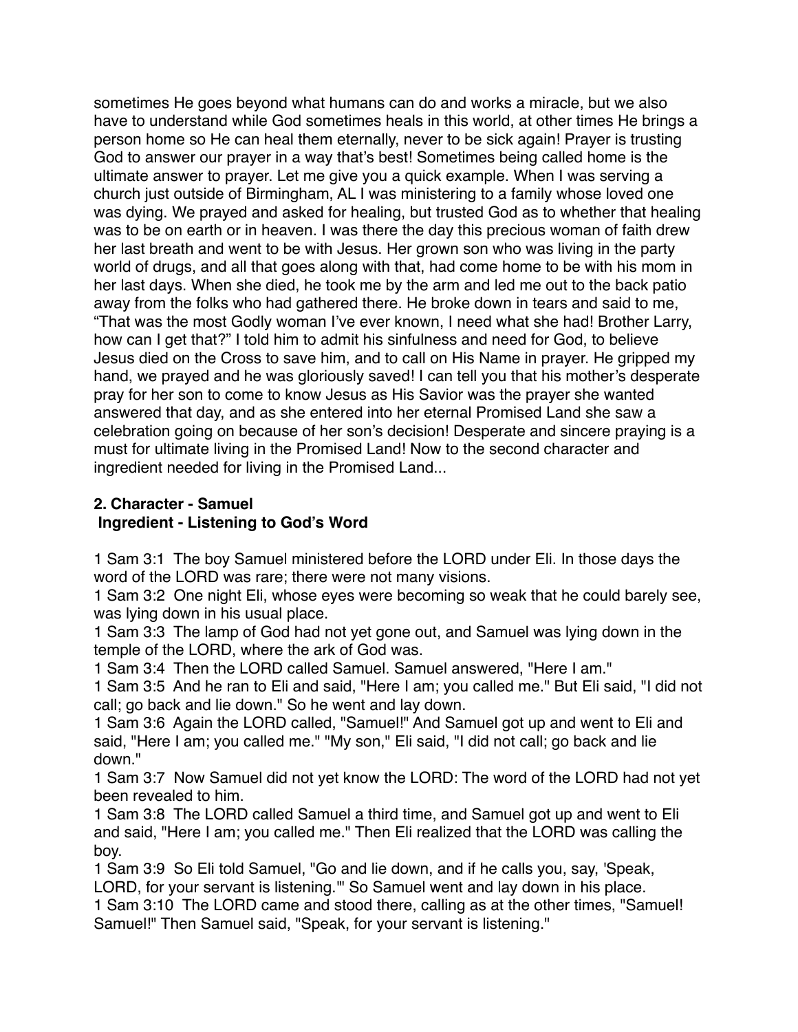sometimes He goes beyond what humans can do and works a miracle, but we also have to understand while God sometimes heals in this world, at other times He brings a person home so He can heal them eternally, never to be sick again! Prayer is trusting God to answer our prayer in a way that's best! Sometimes being called home is the ultimate answer to prayer. Let me give you a quick example. When I was serving a church just outside of Birmingham, AL I was ministering to a family whose loved one was dying. We prayed and asked for healing, but trusted God as to whether that healing was to be on earth or in heaven. I was there the day this precious woman of faith drew her last breath and went to be with Jesus. Her grown son who was living in the party world of drugs, and all that goes along with that, had come home to be with his mom in her last days. When she died, he took me by the arm and led me out to the back patio away from the folks who had gathered there. He broke down in tears and said to me, "That was the most Godly woman I've ever known, I need what she had! Brother Larry, how can I get that?" I told him to admit his sinfulness and need for God, to believe Jesus died on the Cross to save him, and to call on His Name in prayer. He gripped my hand, we prayed and he was gloriously saved! I can tell you that his mother's desperate pray for her son to come to know Jesus as His Savior was the prayer she wanted answered that day, and as she entered into her eternal Promised Land she saw a celebration going on because of her son's decision! Desperate and sincere praying is a must for ultimate living in the Promised Land! Now to the second character and ingredient needed for living in the Promised Land...

**2. Character - Samuel**
**Ingredient - Listening to God's Word**

1 Sam 3:1 The boy Samuel ministered before the LORD under Eli. In those days the word of the LORD was rare; there were not many visions.
1 Sam 3:2 One night Eli, whose eyes were becoming so weak that he could barely see, was lying down in his usual place.
1 Sam 3:3 The lamp of God had not yet gone out, and Samuel was lying down in the temple of the LORD, where the ark of God was.
1 Sam 3:4 Then the LORD called Samuel. Samuel answered, "Here I am."
1 Sam 3:5 And he ran to Eli and said, "Here I am; you called me." But Eli said, "I did not call; go back and lie down." So he went and lay down.
1 Sam 3:6 Again the LORD called, "Samuel!" And Samuel got up and went to Eli and said, "Here I am; you called me." "My son," Eli said, "I did not call; go back and lie down."
1 Sam 3:7 Now Samuel did not yet know the LORD: The word of the LORD had not yet been revealed to him.
1 Sam 3:8 The LORD called Samuel a third time, and Samuel got up and went to Eli and said, "Here I am; you called me." Then Eli realized that the LORD was calling the boy.
1 Sam 3:9 So Eli told Samuel, "Go and lie down, and if he calls you, say, 'Speak, LORD, for your servant is listening.'" So Samuel went and lay down in his place.
1 Sam 3:10 The LORD came and stood there, calling as at the other times, "Samuel! Samuel!" Then Samuel said, "Speak, for your servant is listening."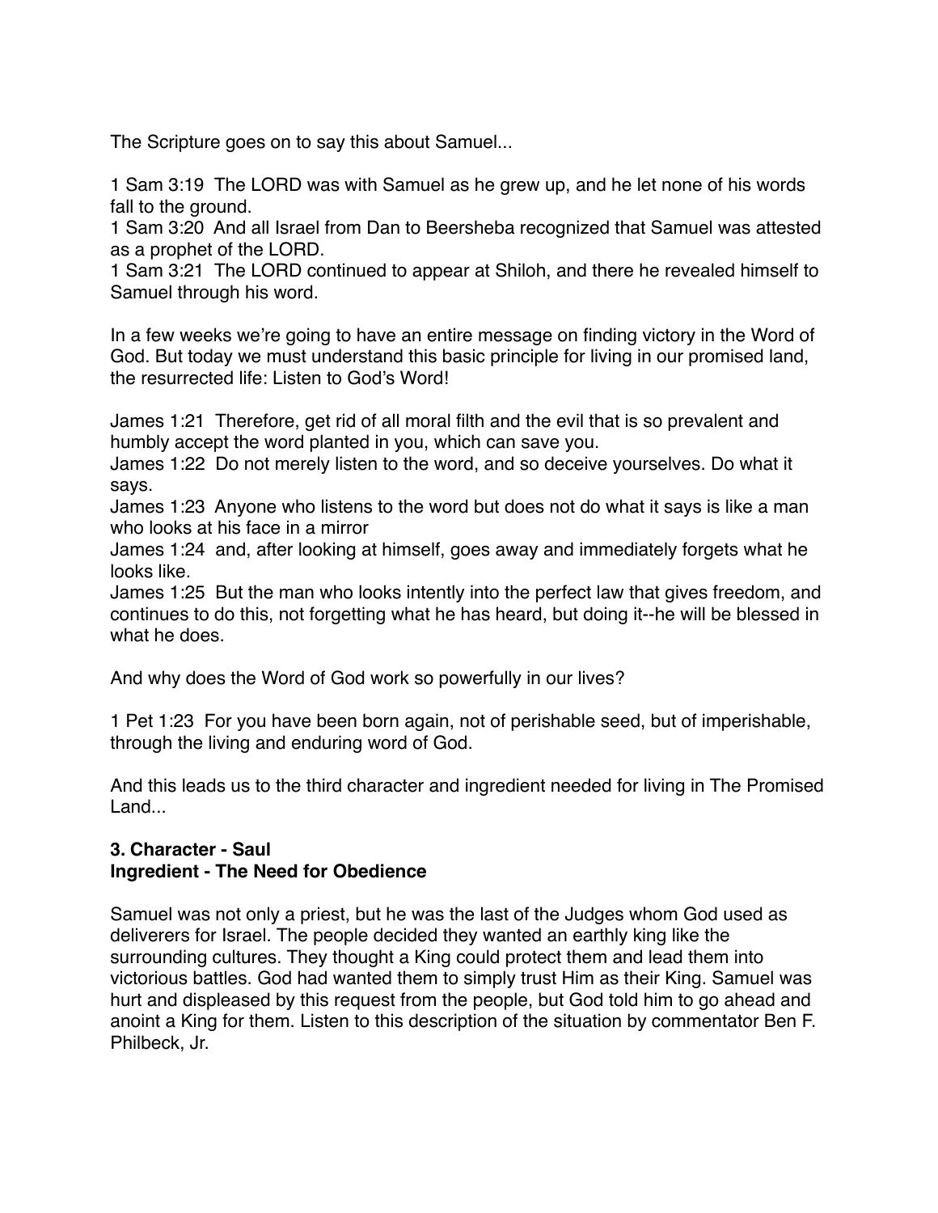The Scripture goes on to say this about Samuel...

1 Sam 3:19 The LORD was with Samuel as he grew up, and he let none of his words fall to the ground.
1 Sam 3:20 And all Israel from Dan to Beersheba recognized that Samuel was attested as a prophet of the LORD.
1 Sam 3:21 The LORD continued to appear at Shiloh, and there he revealed himself to Samuel through his word.

In a few weeks we're going to have an entire message on finding victory in the Word of God. But today we must understand this basic principle for living in our promised land, the resurrected life: Listen to God's Word!

James 1:21 Therefore, get rid of all moral filth and the evil that is so prevalent and humbly accept the word planted in you, which can save you.
James 1:22 Do not merely listen to the word, and so deceive yourselves. Do what it says.
James 1:23 Anyone who listens to the word but does not do what it says is like a man who looks at his face in a mirror
James 1:24 and, after looking at himself, goes away and immediately forgets what he looks like.
James 1:25 But the man who looks intently into the perfect law that gives freedom, and continues to do this, not forgetting what he has heard, but doing it--he will be blessed in what he does.

And why does the Word of God work so powerfully in our lives?

1 Pet 1:23 For you have been born again, not of perishable seed, but of imperishable, through the living and enduring word of God.

And this leads us to the third character and ingredient needed for living in The Promised Land...

**3. Character - Saul**
**Ingredient - The Need for Obedience**

Samuel was not only a priest, but he was the last of the Judges whom God used as deliverers for Israel. The people decided they wanted an earthly king like the surrounding cultures. They thought a King could protect them and lead them into victorious battles. God had wanted them to simply trust Him as their King. Samuel was hurt and displeased by this request from the people, but God told him to go ahead and anoint a King for them. Listen to this description of the situation by commentator Ben F. Philbeck, Jr.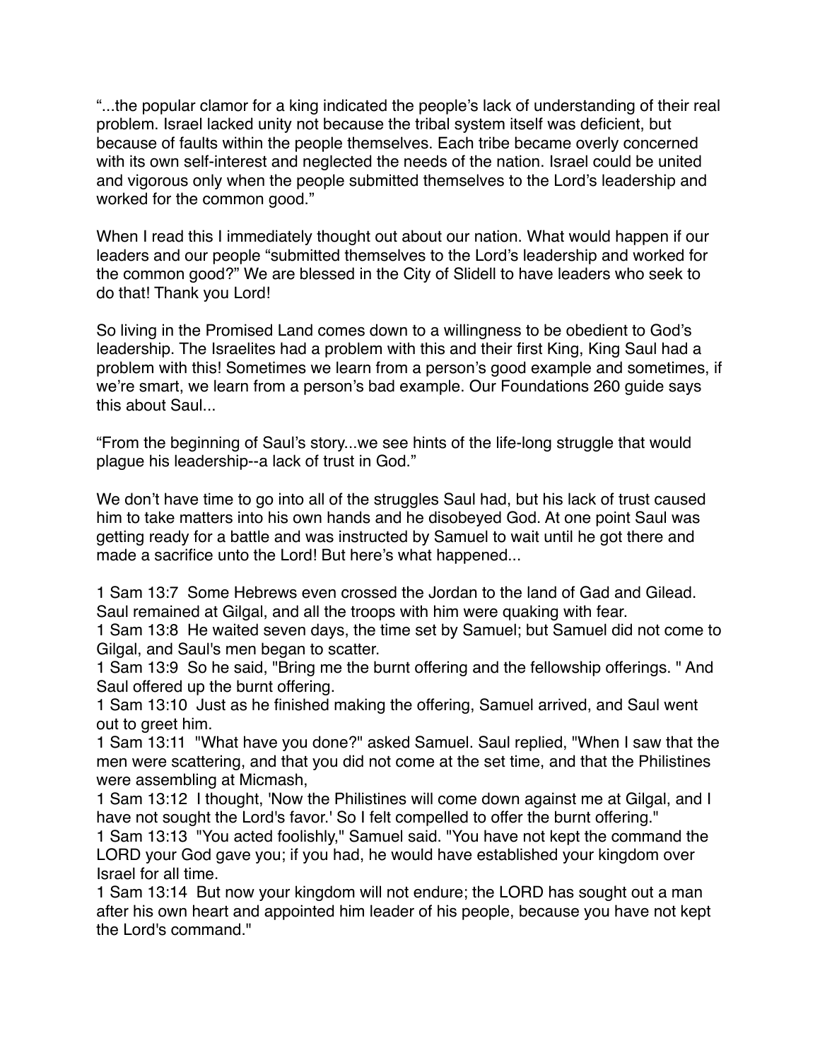"...the popular clamor for a king indicated the people's lack of understanding of their real problem. Israel lacked unity not because the tribal system itself was deficient, but because of faults within the people themselves. Each tribe became overly concerned with its own self-interest and neglected the needs of the nation. Israel could be united and vigorous only when the people submitted themselves to the Lord's leadership and worked for the common good."

When I read this I immediately thought out about our nation. What would happen if our leaders and our people "submitted themselves to the Lord's leadership and worked for the common good?" We are blessed in the City of Slidell to have leaders who seek to do that! Thank you Lord!

So living in the Promised Land comes down to a willingness to be obedient to God's leadership. The Israelites had a problem with this and their first King, King Saul had a problem with this! Sometimes we learn from a person's good example and sometimes, if we're smart, we learn from a person's bad example. Our Foundations 260 guide says this about Saul...

"From the beginning of Saul's story...we see hints of the life-long struggle that would plague his leadership--a lack of trust in God."

We don't have time to go into all of the struggles Saul had, but his lack of trust caused him to take matters into his own hands and he disobeyed God. At one point Saul was getting ready for a battle and was instructed by Samuel to wait until he got there and made a sacrifice unto the Lord! But here's what happened...

1 Sam 13:7 Some Hebrews even crossed the Jordan to the land of Gad and Gilead. Saul remained at Gilgal, and all the troops with him were quaking with fear.
1 Sam 13:8 He waited seven days, the time set by Samuel; but Samuel did not come to Gilgal, and Saul's men began to scatter.
1 Sam 13:9 So he said, "Bring me the burnt offering and the fellowship offerings. " And Saul offered up the burnt offering.
1 Sam 13:10 Just as he finished making the offering, Samuel arrived, and Saul went out to greet him.
1 Sam 13:11 "What have you done?" asked Samuel. Saul replied, "When I saw that the men were scattering, and that you did not come at the set time, and that the Philistines were assembling at Micmash,
1 Sam 13:12 I thought, 'Now the Philistines will come down against me at Gilgal, and I have not sought the Lord's favor.' So I felt compelled to offer the burnt offering."
1 Sam 13:13 "You acted foolishly," Samuel said. "You have not kept the command the LORD your God gave you; if you had, he would have established your kingdom over Israel for all time.
1 Sam 13:14 But now your kingdom will not endure; the LORD has sought out a man after his own heart and appointed him leader of his people, because you have not kept the Lord's command."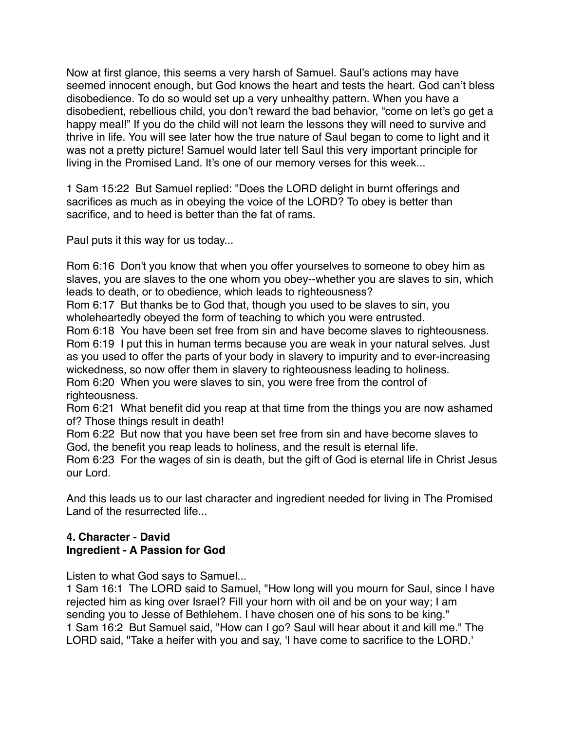Now at first glance, this seems a very harsh of Samuel. Saul's actions may have seemed innocent enough, but God knows the heart and tests the heart. God can't bless disobedience. To do so would set up a very unhealthy pattern. When you have a disobedient, rebellious child, you don't reward the bad behavior, "come on let's go get a happy meal!" If you do the child will not learn the lessons they will need to survive and thrive in life. You will see later how the true nature of Saul began to come to light and it was not a pretty picture! Samuel would later tell Saul this very important principle for living in the Promised Land. It's one of our memory verses for this week...

1 Sam 15:22  But Samuel replied: "Does the LORD delight in burnt offerings and sacrifices as much as in obeying the voice of the LORD? To obey is better than sacrifice, and to heed is better than the fat of rams.

Paul puts it this way for us today...

Rom 6:16  Don't you know that when you offer yourselves to someone to obey him as slaves, you are slaves to the one whom you obey--whether you are slaves to sin, which leads to death, or to obedience, which leads to righteousness?
Rom 6:17  But thanks be to God that, though you used to be slaves to sin, you wholeheartedly obeyed the form of teaching to which you were entrusted.
Rom 6:18  You have been set free from sin and have become slaves to righteousness.
Rom 6:19  I put this in human terms because you are weak in your natural selves. Just as you used to offer the parts of your body in slavery to impurity and to ever-increasing wickedness, so now offer them in slavery to righteousness leading to holiness.
Rom 6:20  When you were slaves to sin, you were free from the control of righteousness.
Rom 6:21  What benefit did you reap at that time from the things you are now ashamed of? Those things result in death!
Rom 6:22  But now that you have been set free from sin and have become slaves to God, the benefit you reap leads to holiness, and the result is eternal life.
Rom 6:23  For the wages of sin is death, but the gift of God is eternal life in Christ Jesus our Lord.

And this leads us to our last character and ingredient needed for living in The Promised Land of the resurrected life...

**4. Character - David**
**Ingredient - A Passion for God**

Listen to what God says to Samuel...
1 Sam 16:1  The LORD said to Samuel, "How long will you mourn for Saul, since I have rejected him as king over Israel? Fill your horn with oil and be on your way; I am sending you to Jesse of Bethlehem. I have chosen one of his sons to be king."
1 Sam 16:2  But Samuel said, "How can I go? Saul will hear about it and kill me." The LORD said, "Take a heifer with you and say, 'I have come to sacrifice to the LORD.'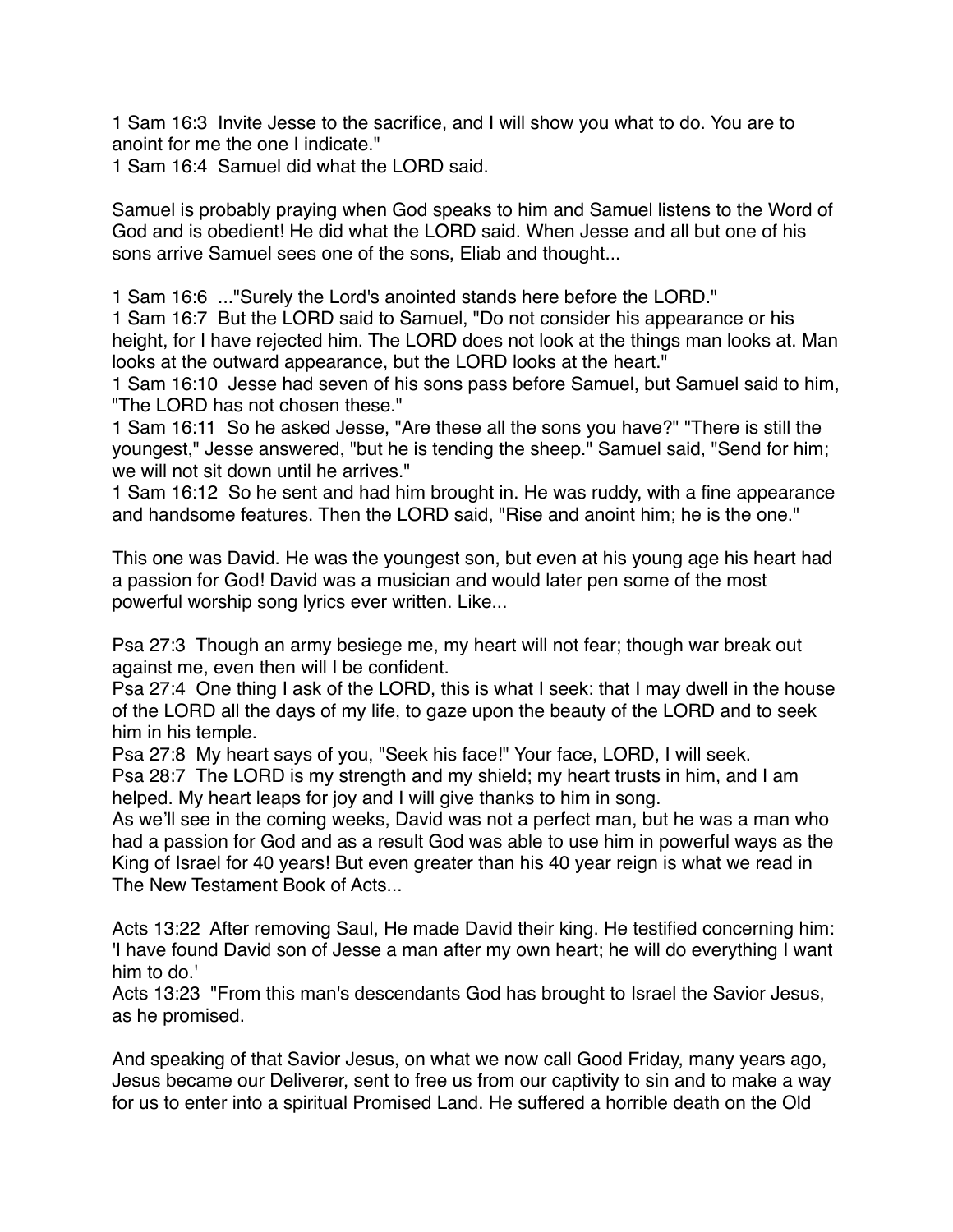1 Sam 16:3  Invite Jesse to the sacrifice, and I will show you what to do. You are to anoint for me the one I indicate."
1 Sam 16:4  Samuel did what the LORD said.

Samuel is probably praying when God speaks to him and Samuel listens to the Word of God and is obedient! He did what the LORD said. When Jesse and all but one of his sons arrive Samuel sees one of the sons, Eliab and thought...

1 Sam 16:6  ..."Surely the Lord's anointed stands here before the LORD."
1 Sam 16:7  But the LORD said to Samuel, "Do not consider his appearance or his height, for I have rejected him. The LORD does not look at the things man looks at. Man looks at the outward appearance, but the LORD looks at the heart."
1 Sam 16:10  Jesse had seven of his sons pass before Samuel, but Samuel said to him, "The LORD has not chosen these."
1 Sam 16:11  So he asked Jesse, "Are these all the sons you have?" "There is still the youngest," Jesse answered, "but he is tending the sheep." Samuel said, "Send for him; we will not sit down until he arrives."
1 Sam 16:12  So he sent and had him brought in. He was ruddy, with a fine appearance and handsome features. Then the LORD said, "Rise and anoint him; he is the one."

This one was David. He was the youngest son, but even at his young age his heart had a passion for God! David was a musician and would later pen some of the most powerful worship song lyrics ever written. Like...

Psa 27:3  Though an army besiege me, my heart will not fear; though war break out against me, even then will I be confident.
Psa 27:4  One thing I ask of the LORD, this is what I seek: that I may dwell in the house of the LORD all the days of my life, to gaze upon the beauty of the LORD and to seek him in his temple.
Psa 27:8  My heart says of you, "Seek his face!" Your face, LORD, I will seek.
Psa 28:7  The LORD is my strength and my shield; my heart trusts in him, and I am helped. My heart leaps for joy and I will give thanks to him in song.
As we'll see in the coming weeks, David was not a perfect man, but he was a man who had a passion for God and as a result God was able to use him in powerful ways as the King of Israel for 40 years! But even greater than his 40 year reign is what we read in The New Testament Book of Acts...

Acts 13:22  After removing Saul, He made David their king. He testified concerning him: 'I have found David son of Jesse a man after my own heart; he will do everything I want him to do.'
Acts 13:23  "From this man's descendants God has brought to Israel the Savior Jesus, as he promised.

And speaking of that Savior Jesus, on what we now call Good Friday, many years ago, Jesus became our Deliverer, sent to free us from our captivity to sin and to make a way for us to enter into a spiritual Promised Land. He suffered a horrible death on the Old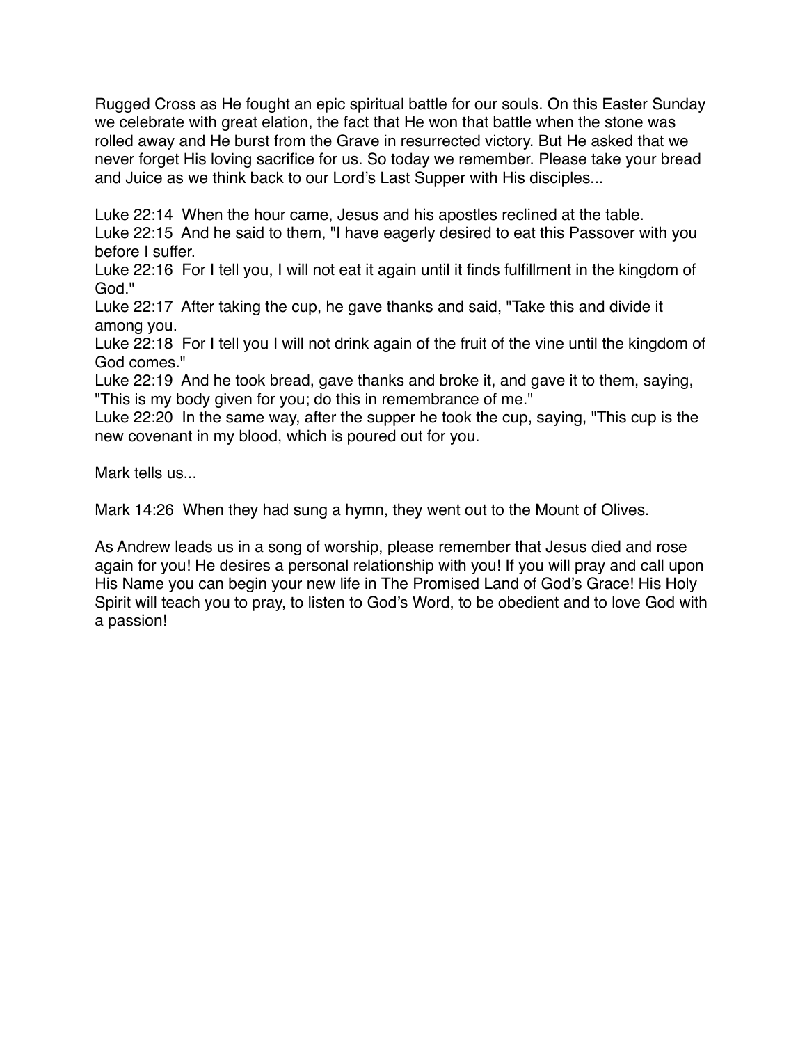Rugged Cross as He fought an epic spiritual battle for our souls. On this Easter Sunday we celebrate with great elation, the fact that He won that battle when the stone was rolled away and He burst from the Grave in resurrected victory. But He asked that we never forget His loving sacrifice for us. So today we remember. Please take your bread and Juice as we think back to our Lord's Last Supper with His disciples...

Luke 22:14  When the hour came, Jesus and his apostles reclined at the table.
Luke 22:15  And he said to them, "I have eagerly desired to eat this Passover with you before I suffer.
Luke 22:16  For I tell you, I will not eat it again until it finds fulfillment in the kingdom of God."
Luke 22:17  After taking the cup, he gave thanks and said, "Take this and divide it among you.
Luke 22:18  For I tell you I will not drink again of the fruit of the vine until the kingdom of God comes."
Luke 22:19  And he took bread, gave thanks and broke it, and gave it to them, saying, "This is my body given for you; do this in remembrance of me."
Luke 22:20  In the same way, after the supper he took the cup, saying, "This cup is the new covenant in my blood, which is poured out for you.

Mark tells us...

Mark 14:26  When they had sung a hymn, they went out to the Mount of Olives.

As Andrew leads us in a song of worship, please remember that Jesus died and rose again for you! He desires a personal relationship with you! If you will pray and call upon His Name you can begin your new life in The Promised Land of God's Grace! His Holy Spirit will teach you to pray, to listen to God's Word, to be obedient and to love God with a passion!